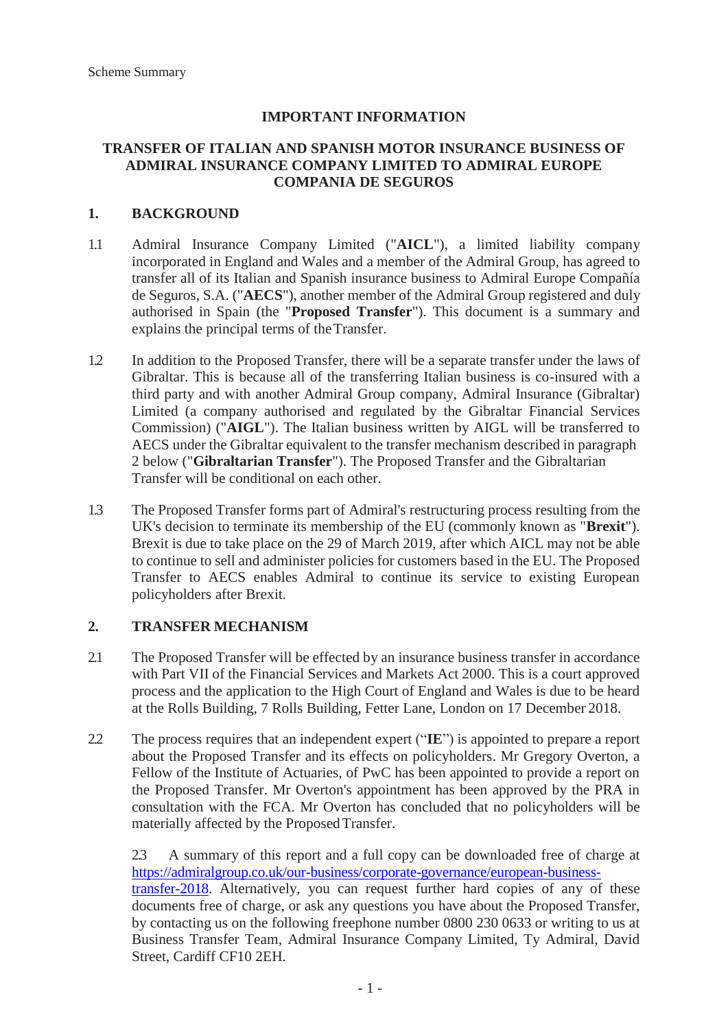Scheme Summary

## IMPORTANT INFORMATION

## TRANSFER OF ITALIAN AND SPANISH MOTOR INSURANCE BUSINESS OF ADMIRAL INSURANCE COMPANY LIMITED TO ADMIRAL EUROPE COMPANIA DE SEGUROS

### 1. BACKGROUND

1.1 Admiral Insurance Company Limited ("**AICL**"), a limited liability company incorporated in England and Wales and a member of the Admiral Group, has agreed to transfer all of its Italian and Spanish insurance business to Admiral Europe Compañía de Seguros, S.A. ("**AECS**"), another member of the Admiral Group registered and duly authorised in Spain (the "**Proposed Transfer**"). This document is a summary and explains the principal terms of the Transfer.

1.2 In addition to the Proposed Transfer, there will be a separate transfer under the laws of Gibraltar. This is because all of the transferring Italian business is co-insured with a third party and with another Admiral Group company, Admiral Insurance (Gibraltar) Limited (a company authorised and regulated by the Gibraltar Financial Services Commission) ("**AIGL**"). The Italian business written by AIGL will be transferred to AECS under the Gibraltar equivalent to the transfer mechanism described in paragraph 2 below ("**Gibraltarian Transfer**"). The Proposed Transfer and the Gibraltarian Transfer will be conditional on each other.

1.3 The Proposed Transfer forms part of Admiral's restructuring process resulting from the UK's decision to terminate its membership of the EU (commonly known as "**Brexit**"). Brexit is due to take place on the 29 of March 2019, after which AICL may not be able to continue to sell and administer policies for customers based in the EU. The Proposed Transfer to AECS enables Admiral to continue its service to existing European policyholders after Brexit.

### 2. TRANSFER MECHANISM

2.1 The Proposed Transfer will be effected by an insurance business transfer in accordance with Part VII of the Financial Services and Markets Act 2000. This is a court approved process and the application to the High Court of England and Wales is due to be heard at the Rolls Building, 7 Rolls Building, Fetter Lane, London on 17 December 2018.

2.2 The process requires that an independent expert ("**IE**") is appointed to prepare a report about the Proposed Transfer and its effects on policyholders. Mr Gregory Overton, a Fellow of the Institute of Actuaries, of PwC has been appointed to provide a report on the Proposed Transfer. Mr Overton's appointment has been approved by the PRA in consultation with the FCA. Mr Overton has concluded that no policyholders will be materially affected by the Proposed Transfer.

2.3 A summary of this report and a full copy can be downloaded free of charge at [https://admiralgroup.co.uk/our-business/corporate-governance/european-business-transfer-2018](https://admiralgroup.co.uk/our-business/corporate-governance/european-business-transfer-2018). Alternatively, you can request further hard copies of any of these documents free of charge, or ask any questions you have about the Proposed Transfer, by contacting us on the following freephone number 0800 230 0633 or writing to us at Business Transfer Team, Admiral Insurance Company Limited, Ty Admiral, David Street, Cardiff CF10 2EH.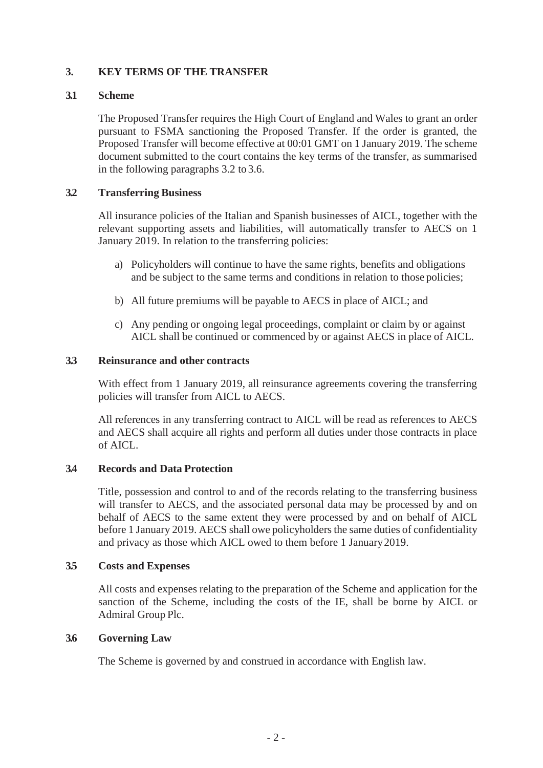## 3. KEY TERMS OF THE TRANSFER

### 3.1 Scheme

The Proposed Transfer requires the High Court of England and Wales to grant an order pursuant to FSMA sanctioning the Proposed Transfer. If the order is granted, the Proposed Transfer will become effective at 00:01 GMT on 1 January 2019. The scheme document submitted to the court contains the key terms of the transfer, as summarised in the following paragraphs 3.2 to 3.6.

### 3.2 Transferring Business

All insurance policies of the Italian and Spanish businesses of AICL, together with the relevant supporting assets and liabilities, will automatically transfer to AECS on 1 January 2019. In relation to the transferring policies:

a) Policyholders will continue to have the same rights, benefits and obligations and be subject to the same terms and conditions in relation to those policies;

b) All future premiums will be payable to AECS in place of AICL; and

c) Any pending or ongoing legal proceedings, complaint or claim by or against AICL shall be continued or commenced by or against AECS in place of AICL.

### 3.3 Reinsurance and other contracts

With effect from 1 January 2019, all reinsurance agreements covering the transferring policies will transfer from AICL to AECS.

All references in any transferring contract to AICL will be read as references to AECS and AECS shall acquire all rights and perform all duties under those contracts in place of AICL.

### 3.4 Records and Data Protection

Title, possession and control to and of the records relating to the transferring business will transfer to AECS, and the associated personal data may be processed by and on behalf of AECS to the same extent they were processed by and on behalf of AICL before 1 January 2019. AECS shall owe policyholders the same duties of confidentiality and privacy as those which AICL owed to them before 1 January 2019.

### 3.5 Costs and Expenses

All costs and expenses relating to the preparation of the Scheme and application for the sanction of the Scheme, including the costs of the IE, shall be borne by AICL or Admiral Group Plc.

### 3.6 Governing Law

The Scheme is governed by and construed in accordance with English law.